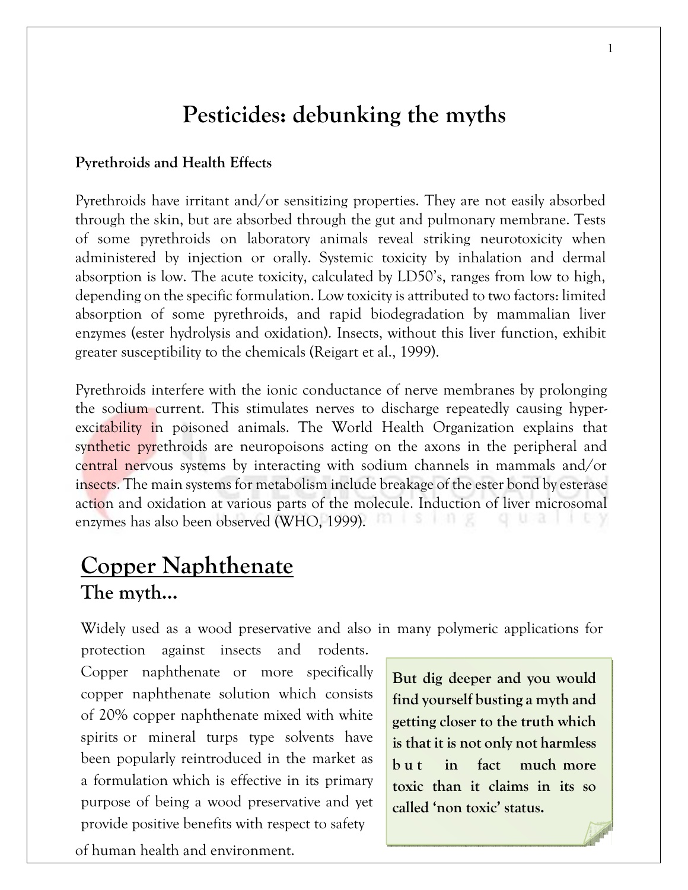# Pesticides: debunking the myths

**Pyrethroids and Health Effects**

Pyrethroids have irritant and/or sensitizing properties. They are not easily absorbed through the skin, but are absorbed through the gut and pulmonary membrane. Tests of some pyrethroids on laboratory animals reveal striking neurotoxicity when administered by injection or orally. Systemic toxicity by inhalation and dermal absorption is low. The acute toxicity, calculated by LD50's, ranges from low to high, depending on the specific formulation. Low toxicity is attributed to two factors: limited absorption of some pyrethroids, and rapid biodegradation by mammalian liver enzymes (ester hydrolysis and oxidation). Insects, without this liver function, exhibit greater susceptibility to the chemicals (Reigart et al., 1999).

Pyrethroids interfere with the ionic conductance of nerve membranes by prolonging the sodium current. This stimulates nerves to discharge repeatedly causing hyper-excitability in poisoned animals. The World Health Organization explains that synthetic pyrethroids are neuropoisons acting on the axons in the peripheral and central nervous systems by interacting with sodium channels in mammals and/or insects. The main systems for metabolism include breakage of the ester bond by esterase action and oxidation at various parts of the molecule. Induction of liver microsomal enzymes has also been observed (WHO, 1999).

## Copper Naphthenate

### The myth…

Widely used as a wood preservative and also in many polymeric applications for protection against insects and rodents. Copper naphthenate or more specifically copper naphthenate solution which consists of 20% copper naphthenate mixed with white spirits or mineral turps type solvents have been popularly reintroduced in the market as a formulation which is effective in its primary purpose of being a wood preservative and yet provide positive benefits with respect to safety of human health and environment.

**But dig deeper and you would find yourself busting a myth and getting closer to the truth which is that it is not only not harmless but in fact much more toxic than it claims in its so called 'non toxic' status.**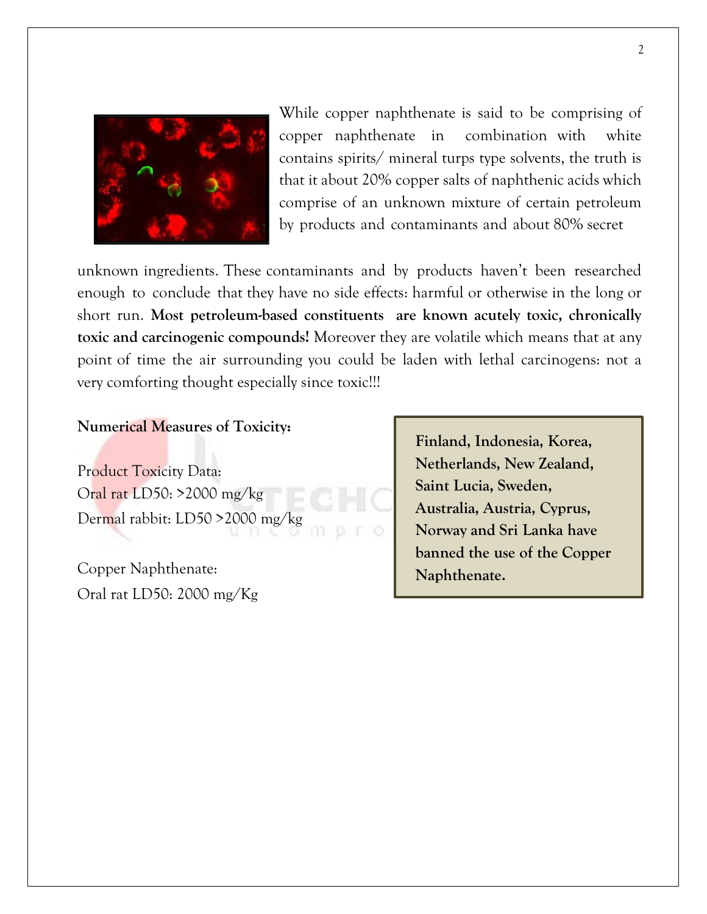While copper naphthenate is said to be comprising of copper naphthenate in combination with white contains spirits/ mineral turps type solvents, the truth is that it about 20% copper salts of naphthenic acids which comprise of an unknown mixture of certain petroleum by products and contaminants and about 80% secret unknown ingredients. These contaminants and by products haven't been researched enough to conclude that they have no side effects: harmful or otherwise in the long or short run. **Most petroleum-based constituents are known acutely toxic, chronically toxic and carcinogenic compounds!** Moreover they are volatile which means that at any point of time the air surrounding you could be laden with lethal carcinogens: not a very comforting thought especially since toxic!!!

**Numerical Measures of Toxicity:**

Product Toxicity Data:
Oral rat LD50: >2000 mg/kg
Dermal rabbit: LD50 >2000 mg/kg

Copper Naphthenate:
Oral rat LD50: 2000 mg/Kg

**Finland, Indonesia, Korea, Netherlands, New Zealand, Saint Lucia, Sweden, Australia, Austria, Cyprus, Norway and Sri Lanka have banned the use of the Copper Naphthenate.**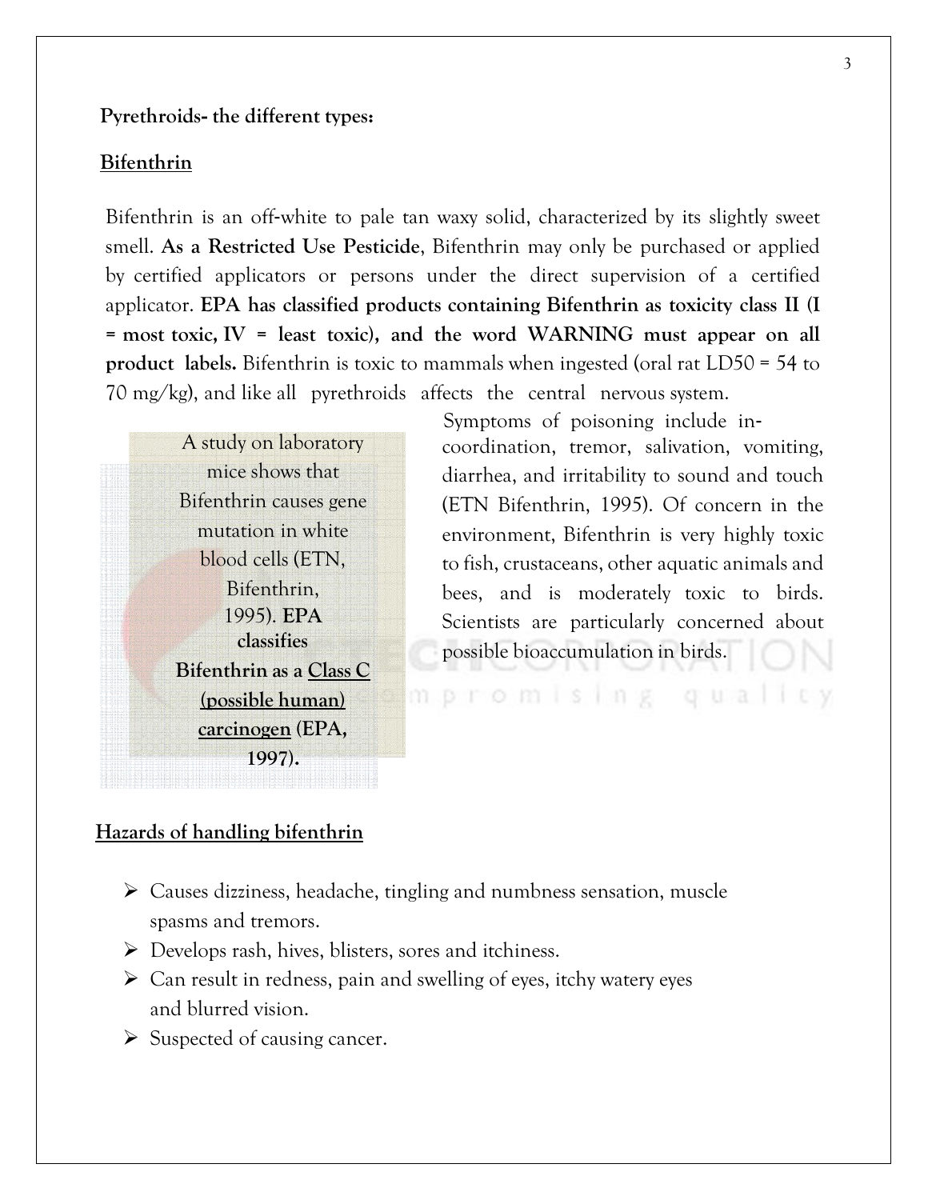**Pyrethroids- the different types:**

## Bifenthrin

Bifenthrin is an off-white to pale tan waxy solid, characterized by its slightly sweet smell. **As a Restricted Use Pesticide**, Bifenthrin may only be purchased or applied by certified applicators or persons under the direct supervision of a certified applicator. **EPA has classified products containing Bifenthrin as toxicity class II (I = most toxic, IV = least toxic), and the word WARNING must appear on all product labels.** Bifenthrin is toxic to mammals when ingested (oral rat LD50 = 54 to 70 mg/kg), and like all pyrethroids affects the central nervous system.

Symptoms of poisoning include in-coordination, tremor, salivation, vomiting, diarrhea, and irritability to sound and touch (ETN Bifenthrin, 1995). Of concern in the environment, Bifenthrin is very highly toxic to fish, crustaceans, other aquatic animals and bees, and is moderately toxic to birds. Scientists are particularly concerned about possible bioaccumulation in birds.

A study on laboratory mice shows that Bifenthrin causes gene mutation in white blood cells (ETN, Bifenthrin, 1995). **EPA classifies Bifenthrin as a Class C (possible human) carcinogen (EPA, 1997).**

## Hazards of handling bifenthrin

- Causes dizziness, headache, tingling and numbness sensation, muscle spasms and tremors.
- Develops rash, hives, blisters, sores and itchiness.
- Can result in redness, pain and swelling of eyes, itchy watery eyes and blurred vision.
- Suspected of causing cancer.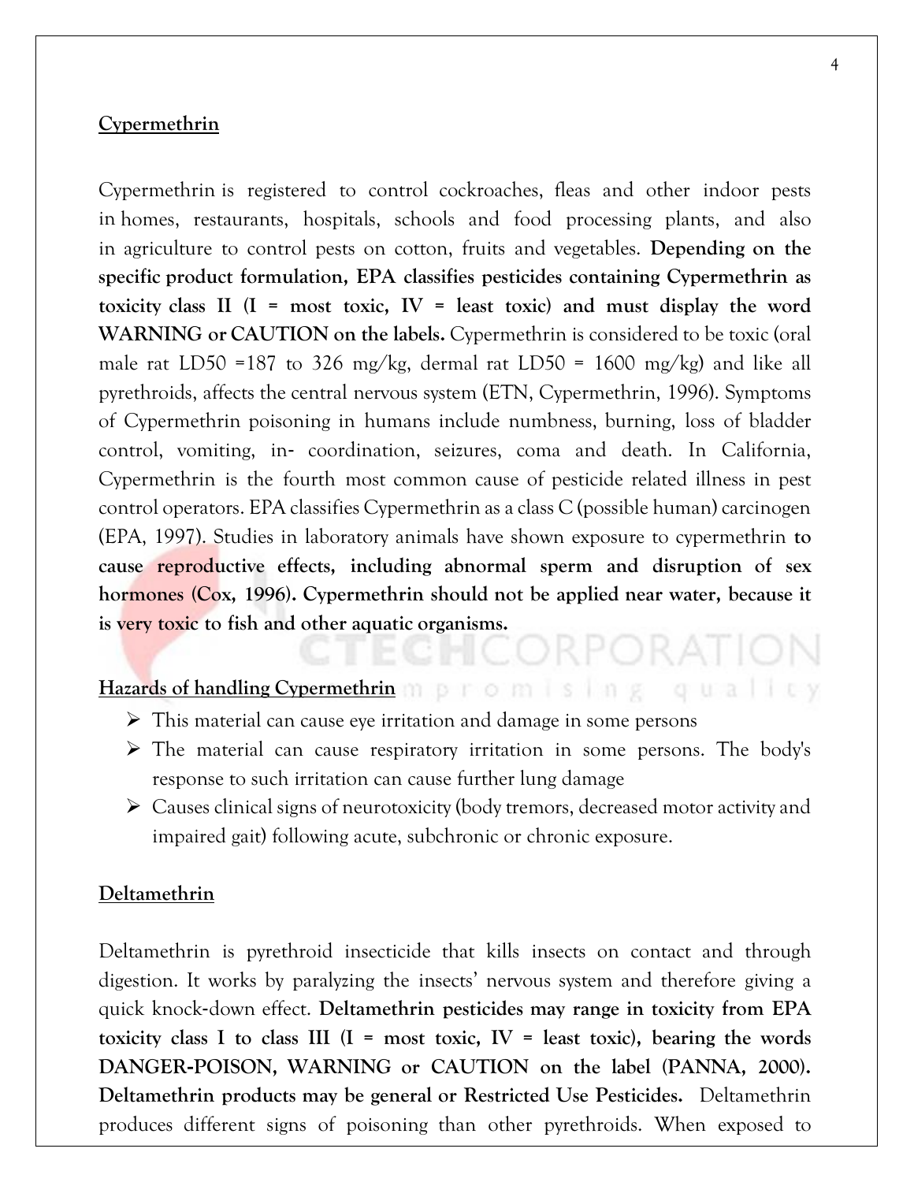## Cypermethrin

Cypermethrin is registered to control cockroaches, fleas and other indoor pests in homes, restaurants, hospitals, schools and food processing plants, and also in agriculture to control pests on cotton, fruits and vegetables. **Depending on the specific product formulation, EPA classifies pesticides containing Cypermethrin as toxicity class II (I = most toxic, IV = least toxic) and must display the word WARNING or CAUTION on the labels.** Cypermethrin is considered to be toxic (oral male rat LD50 =187 to 326 mg/kg, dermal rat LD50 = 1600 mg/kg) and like all pyrethroids, affects the central nervous system (ETN, Cypermethrin, 1996). Symptoms of Cypermethrin poisoning in humans include numbness, burning, loss of bladder control, vomiting, in- coordination, seizures, coma and death. In California, Cypermethrin is the fourth most common cause of pesticide related illness in pest control operators. EPA classifies Cypermethrin as a class C (possible human) carcinogen (EPA, 1997). Studies in laboratory animals have shown exposure to cypermethrin **to cause reproductive effects, including abnormal sperm and disruption of sex hormones (Cox, 1996). Cypermethrin should not be applied near water, because it is very toxic to fish and other aquatic organisms.**

## Hazards of handling Cypermethrin

- This material can cause eye irritation and damage in some persons
- The material can cause respiratory irritation in some persons. The body's response to such irritation can cause further lung damage
- Causes clinical signs of neurotoxicity (body tremors, decreased motor activity and impaired gait) following acute, subchronic or chronic exposure.

## Deltamethrin

Deltamethrin is pyrethroid insecticide that kills insects on contact and through digestion. It works by paralyzing the insects' nervous system and therefore giving a quick knock-down effect. **Deltamethrin pesticides may range in toxicity from EPA toxicity class I to class III (I = most toxic, IV = least toxic), bearing the words DANGER-POISON, WARNING or CAUTION on the label (PANNA, 2000). Deltamethrin products may be general or Restricted Use Pesticides.** Deltamethrin produces different signs of poisoning than other pyrethroids. When exposed to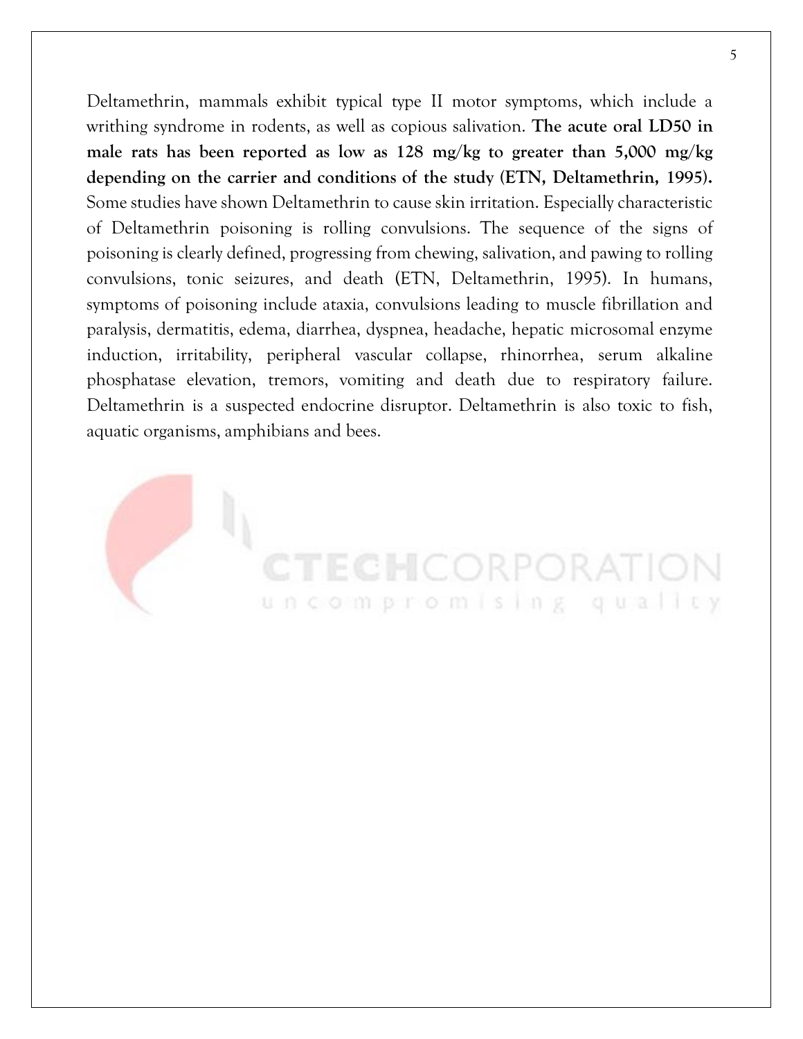Deltamethrin, mammals exhibit typical type II motor symptoms, which include a writhing syndrome in rodents, as well as copious salivation. **The acute oral LD50 in male rats has been reported as low as 128 mg/kg to greater than 5,000 mg/kg depending on the carrier and conditions of the study (ETN, Deltamethrin, 1995).** Some studies have shown Deltamethrin to cause skin irritation. Especially characteristic of Deltamethrin poisoning is rolling convulsions. The sequence of the signs of poisoning is clearly defined, progressing from chewing, salivation, and pawing to rolling convulsions, tonic seizures, and death (ETN, Deltamethrin, 1995). In humans, symptoms of poisoning include ataxia, convulsions leading to muscle fibrillation and paralysis, dermatitis, edema, diarrhea, dyspnea, headache, hepatic microsomal enzyme induction, irritability, peripheral vascular collapse, rhinorrhea, serum alkaline phosphatase elevation, tremors, vomiting and death due to respiratory failure. Deltamethrin is a suspected endocrine disruptor. Deltamethrin is also toxic to fish, aquatic organisms, amphibians and bees.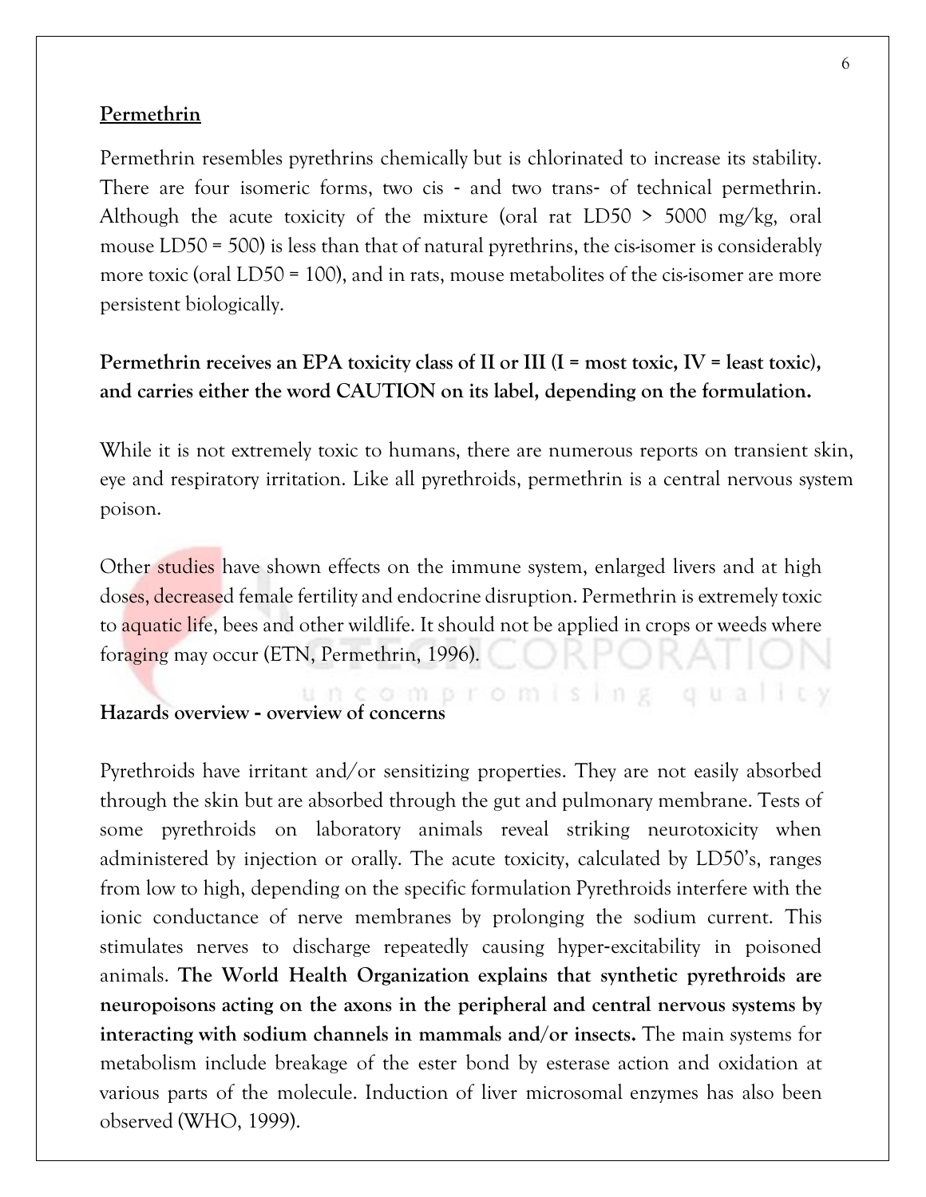## Permethrin

Permethrin resembles pyrethrins chemically but is chlorinated to increase its stability. There are four isomeric forms, two cis - and two trans- of technical permethrin. Although the acute toxicity of the mixture (oral rat LD50 > 5000 mg/kg, oral mouse LD50 = 500) is less than that of natural pyrethrins, the cis-isomer is considerably more toxic (oral LD50 = 100), and in rats, mouse metabolites of the cis-isomer are more persistent biologically.

**Permethrin receives an EPA toxicity class of II or III (I = most toxic, IV = least toxic), and carries either the word CAUTION on its label, depending on the formulation.**

While it is not extremely toxic to humans, there are numerous reports on transient skin, eye and respiratory irritation. Like all pyrethroids, permethrin is a central nervous system poison.

Other studies have shown effects on the immune system, enlarged livers and at high doses, decreased female fertility and endocrine disruption. Permethrin is extremely toxic to aquatic life, bees and other wildlife. It should not be applied in crops or weeds where foraging may occur (ETN, Permethrin, 1996).

### Hazards overview - overview of concerns

Pyrethroids have irritant and/or sensitizing properties. They are not easily absorbed through the skin but are absorbed through the gut and pulmonary membrane. Tests of some pyrethroids on laboratory animals reveal striking neurotoxicity when administered by injection or orally. The acute toxicity, calculated by LD50's, ranges from low to high, depending on the specific formulation Pyrethroids interfere with the ionic conductance of nerve membranes by prolonging the sodium current. This stimulates nerves to discharge repeatedly causing hyper-excitability in poisoned animals. **The World Health Organization explains that synthetic pyrethroids are neuropoisons acting on the axons in the peripheral and central nervous systems by interacting with sodium channels in mammals and/or insects.** The main systems for metabolism include breakage of the ester bond by esterase action and oxidation at various parts of the molecule. Induction of liver microsomal enzymes has also been observed (WHO, 1999).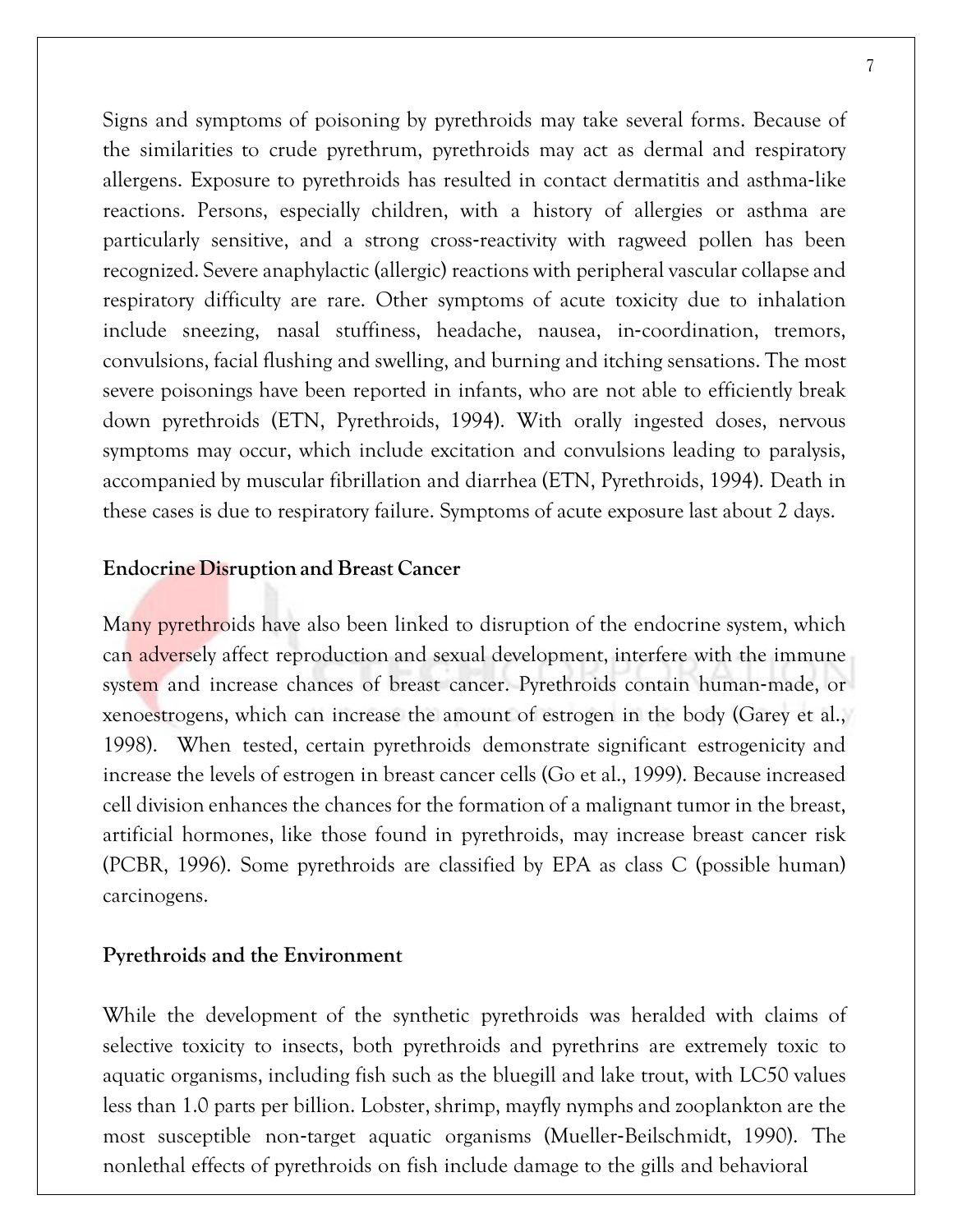Signs and symptoms of poisoning by pyrethroids may take several forms. Because of the similarities to crude pyrethrum, pyrethroids may act as dermal and respiratory allergens. Exposure to pyrethroids has resulted in contact dermatitis and asthma-like reactions. Persons, especially children, with a history of allergies or asthma are particularly sensitive, and a strong cross-reactivity with ragweed pollen has been recognized. Severe anaphylactic (allergic) reactions with peripheral vascular collapse and respiratory difficulty are rare. Other symptoms of acute toxicity due to inhalation include sneezing, nasal stuffiness, headache, nausea, in-coordination, tremors, convulsions, facial flushing and swelling, and burning and itching sensations. The most severe poisonings have been reported in infants, who are not able to efficiently break down pyrethroids (ETN, Pyrethroids, 1994). With orally ingested doses, nervous symptoms may occur, which include excitation and convulsions leading to paralysis, accompanied by muscular fibrillation and diarrhea (ETN, Pyrethroids, 1994). Death in these cases is due to respiratory failure. Symptoms of acute exposure last about 2 days.

**Endocrine Disruption and Breast Cancer**

Many pyrethroids have also been linked to disruption of the endocrine system, which can adversely affect reproduction and sexual development, interfere with the immune system and increase chances of breast cancer. Pyrethroids contain human-made, or xenoestrogens, which can increase the amount of estrogen in the body (Garey et al., 1998). When tested, certain pyrethroids demonstrate significant estrogenicity and increase the levels of estrogen in breast cancer cells (Go et al., 1999). Because increased cell division enhances the chances for the formation of a malignant tumor in the breast, artificial hormones, like those found in pyrethroids, may increase breast cancer risk (PCBR, 1996). Some pyrethroids are classified by EPA as class C (possible human) carcinogens.

**Pyrethroids and the Environment**

While the development of the synthetic pyrethroids was heralded with claims of selective toxicity to insects, both pyrethroids and pyrethrins are extremely toxic to aquatic organisms, including fish such as the bluegill and lake trout, with LC50 values less than 1.0 parts per billion. Lobster, shrimp, mayfly nymphs and zooplankton are the most susceptible non-target aquatic organisms (Mueller-Beilschmidt, 1990). The nonlethal effects of pyrethroids on fish include damage to the gills and behavioral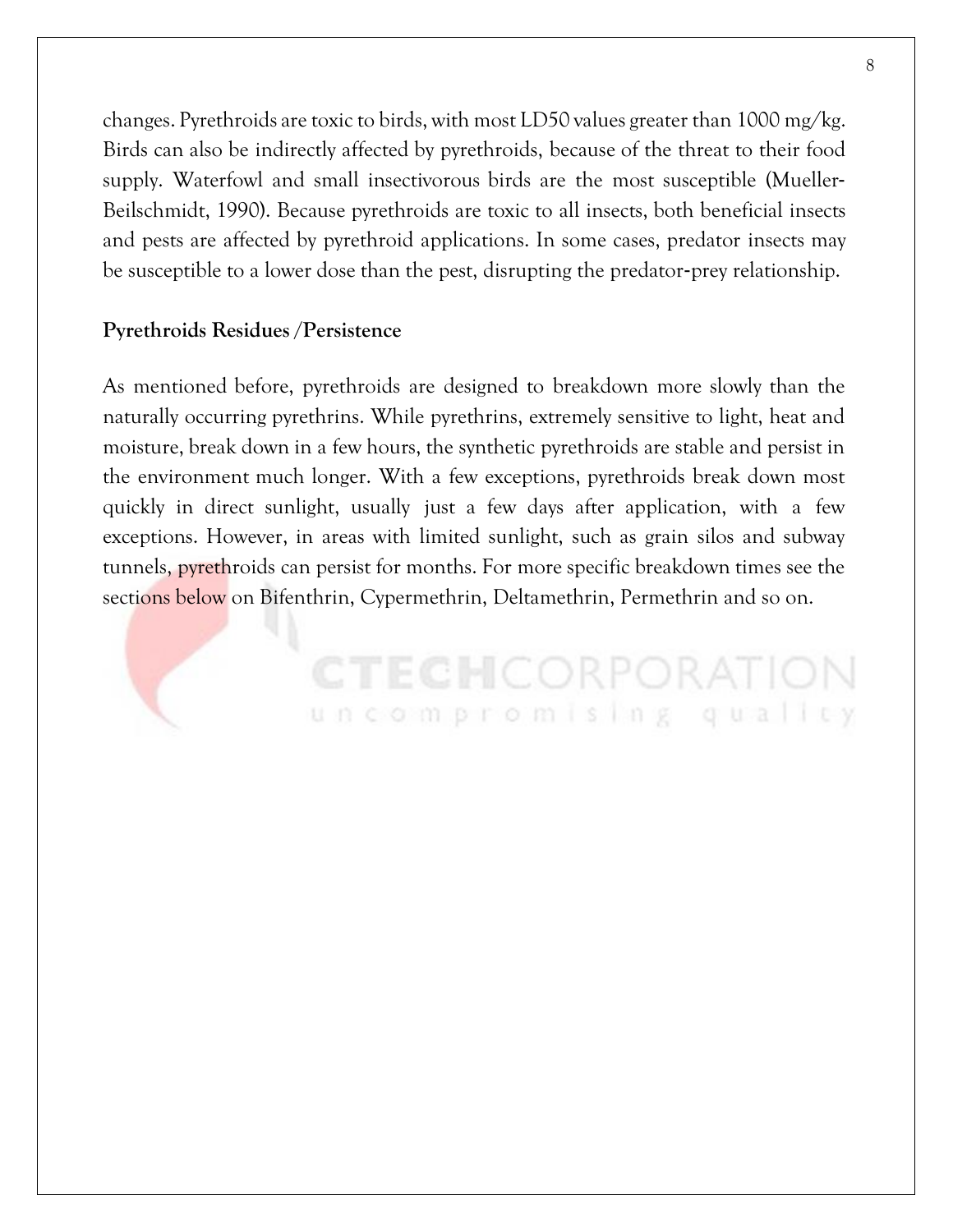changes. Pyrethroids are toxic to birds, with most LD50 values greater than 1000 mg/kg. Birds can also be indirectly affected by pyrethroids, because of the threat to their food supply. Waterfowl and small insectivorous birds are the most susceptible (Mueller-Beilschmidt, 1990). Because pyrethroids are toxic to all insects, both beneficial insects and pests are affected by pyrethroid applications. In some cases, predator insects may be susceptible to a lower dose than the pest, disrupting the predator-prey relationship.

**Pyrethroids Residues /Persistence**

As mentioned before, pyrethroids are designed to breakdown more slowly than the naturally occurring pyrethrins. While pyrethrins, extremely sensitive to light, heat and moisture, break down in a few hours, the synthetic pyrethroids are stable and persist in the environment much longer. With a few exceptions, pyrethroids break down most quickly in direct sunlight, usually just a few days after application, with a few exceptions. However, in areas with limited sunlight, such as grain silos and subway tunnels, pyrethroids can persist for months. For more specific breakdown times see the sections below on Bifenthrin, Cypermethrin, Deltamethrin, Permethrin and so on.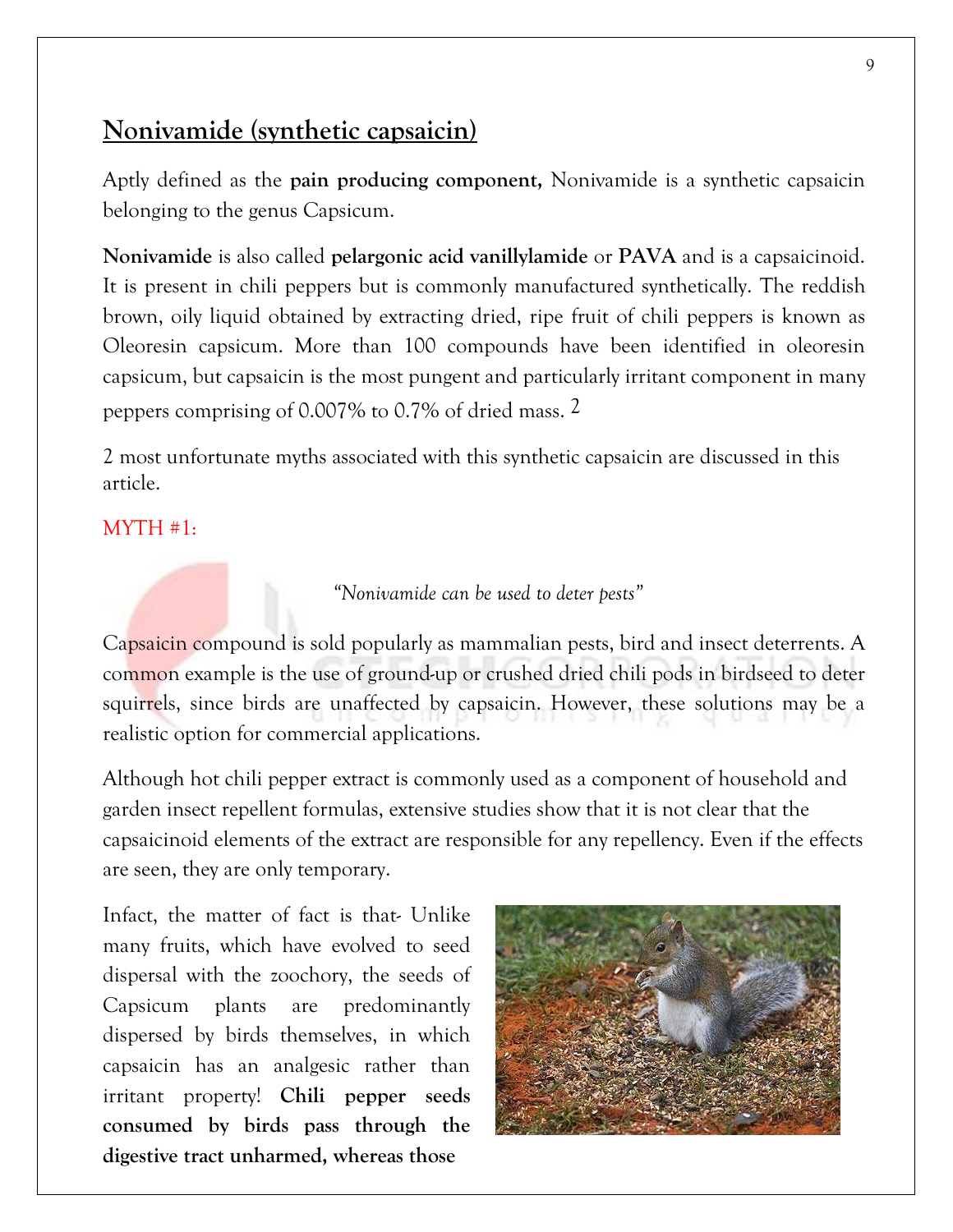## Nonivamide (synthetic capsaicin)

Aptly defined as the **pain producing component,** Nonivamide is a synthetic capsaicin belonging to the genus Capsicum.

**Nonivamide** is also called **pelargonic acid vanillylamide** or **PAVA** and is a capsaicinoid. It is present in chili peppers but is commonly manufactured synthetically. The reddish brown, oily liquid obtained by extracting dried, ripe fruit of chili peppers is known as Oleoresin capsicum. More than 100 compounds have been identified in oleoresin capsicum, but capsaicin is the most pungent and particularly irritant component in many peppers comprising of 0.007% to 0.7% of dried mass. [2]

2 most unfortunate myths associated with this synthetic capsaicin are discussed in this article.

MYTH #1:

*"Nonivamide can be used to deter pests"*

Capsaicin compound is sold popularly as mammalian pests, bird and insect deterrents. A common example is the use of ground-up or crushed dried chili pods in birdseed to deter squirrels, since birds are unaffected by capsaicin. However, these solutions may be a realistic option for commercial applications.

Although hot chili pepper extract is commonly used as a component of household and garden insect repellent formulas, extensive studies show that it is not clear that the capsaicinoid elements of the extract are responsible for any repellency. Even if the effects are seen, they are only temporary.

Infact, the matter of fact is that- Unlike many fruits, which have evolved to seed dispersal with the zoochory, the seeds of Capsicum plants are predominantly dispersed by birds themselves, in which capsaicin has an analgesic rather than irritant property! **Chili pepper seeds consumed by birds pass through the digestive tract unharmed, whereas those**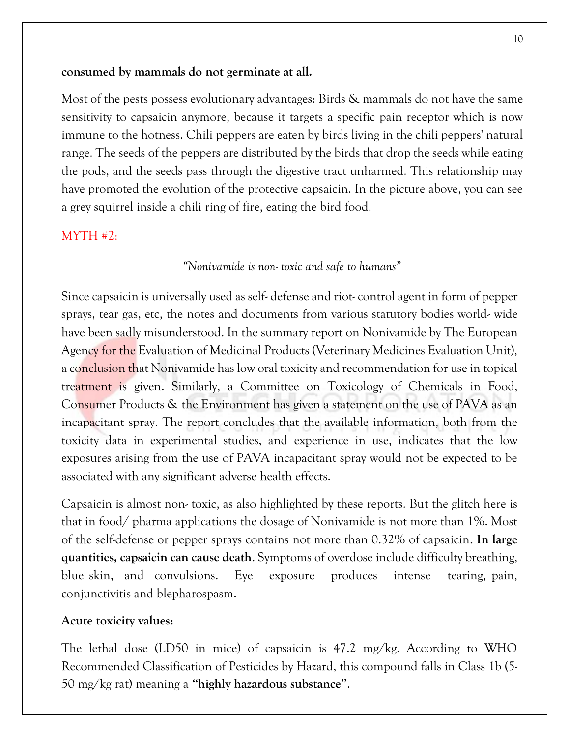**consumed by mammals do not germinate at all.**

Most of the pests possess evolutionary advantages: Birds & mammals do not have the same sensitivity to capsaicin anymore, because it targets a specific pain receptor which is now immune to the hotness. Chili peppers are eaten by birds living in the chili peppers' natural range. The seeds of the peppers are distributed by the birds that drop the seeds while eating the pods, and the seeds pass through the digestive tract unharmed. This relationship may have promoted the evolution of the protective capsaicin. In the picture above, you can see a grey squirrel inside a chili ring of fire, eating the bird food.

MYTH #2:

*"Nonivamide is non- toxic and safe to humans"*

Since capsaicin is universally used as self- defense and riot- control agent in form of pepper sprays, tear gas, etc, the notes and documents from various statutory bodies world- wide have been sadly misunderstood. In the summary report on Nonivamide by The European Agency for the Evaluation of Medicinal Products (Veterinary Medicines Evaluation Unit), a conclusion that Nonivamide has low oral toxicity and recommendation for use in topical treatment is given. Similarly, a Committee on Toxicology of Chemicals in Food, Consumer Products & the Environment has given a statement on the use of PAVA as an incapacitant spray. The report concludes that the available information, both from the toxicity data in experimental studies, and experience in use, indicates that the low exposures arising from the use of PAVA incapacitant spray would not be expected to be associated with any significant adverse health effects.

Capsaicin is almost non- toxic, as also highlighted by these reports. But the glitch here is that in food/ pharma applications the dosage of Nonivamide is not more than 1%. Most of the self-defense or pepper sprays contains not more than 0.32% of capsaicin. **In large quantities, capsaicin can cause death**. Symptoms of overdose include difficulty breathing, blue skin, and convulsions. Eye exposure produces intense tearing, pain, conjunctivitis and blepharospasm.

**Acute toxicity values:**

The lethal dose (LD50 in mice) of capsaicin is 47.2 mg/kg. According to WHO Recommended Classification of Pesticides by Hazard, this compound falls in Class 1b (5-50 mg/kg rat) meaning a **"highly hazardous substance"**.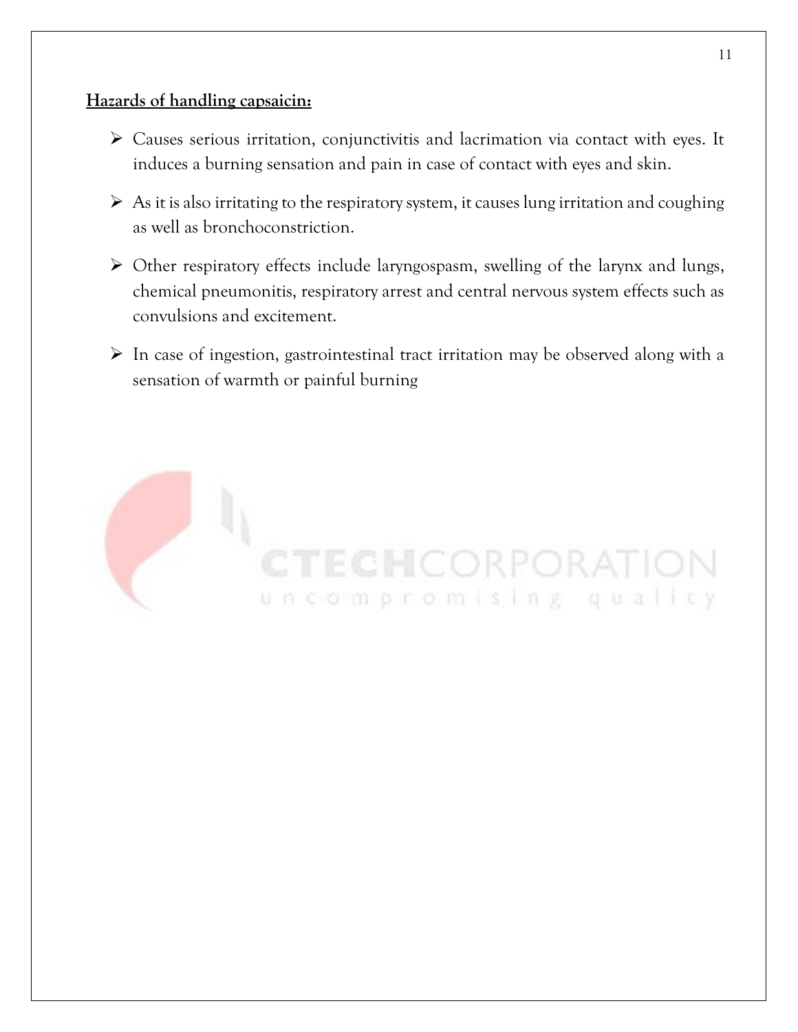**Hazards of handling capsaicin:**

- Causes serious irritation, conjunctivitis and lacrimation via contact with eyes. It induces a burning sensation and pain in case of contact with eyes and skin.
- As it is also irritating to the respiratory system, it causes lung irritation and coughing as well as bronchoconstriction.
- Other respiratory effects include laryngospasm, swelling of the larynx and lungs, chemical pneumonitis, respiratory arrest and central nervous system effects such as convulsions and excitement.
- In case of ingestion, gastrointestinal tract irritation may be observed along with a sensation of warmth or painful burning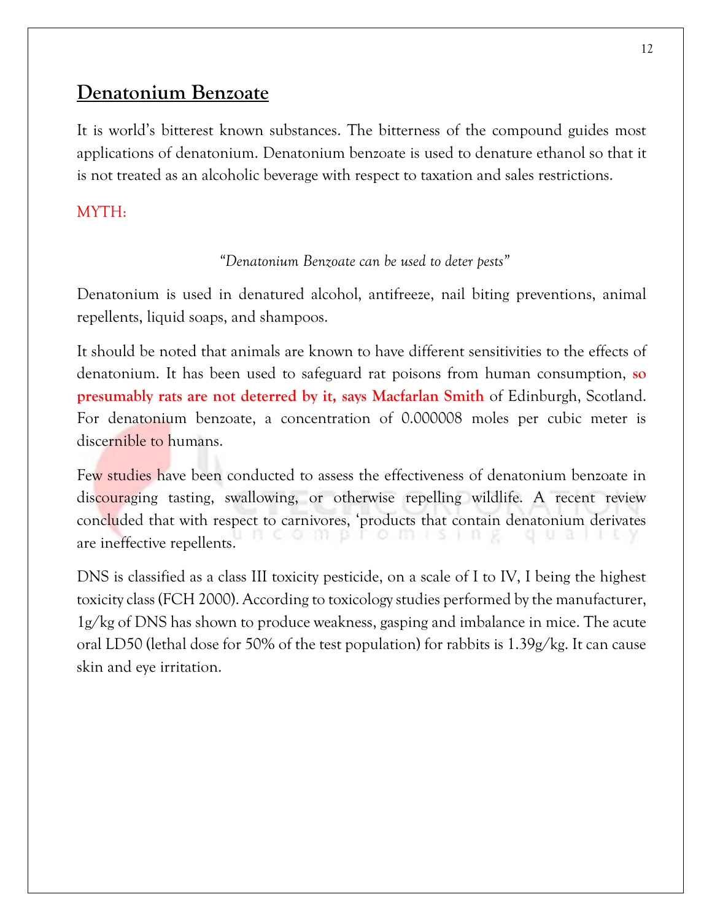## Denatonium Benzoate

It is world's bitterest known substances. The bitterness of the compound guides most applications of denatonium. Denatonium benzoate is used to denature ethanol so that it is not treated as an alcoholic beverage with respect to taxation and sales restrictions.

MYTH:

*"Denatonium Benzoate can be used to deter pests"*

Denatonium is used in denatured alcohol, antifreeze, nail biting preventions, animal repellents, liquid soaps, and shampoos.

It should be noted that animals are known to have different sensitivities to the effects of denatonium. It has been used to safeguard rat poisons from human consumption, **so presumably rats are not deterred by it, says Macfarlan Smith** of Edinburgh, Scotland. For denatonium benzoate, a concentration of 0.000008 moles per cubic meter is discernible to humans.

Few studies have been conducted to assess the effectiveness of denatonium benzoate in discouraging tasting, swallowing, or otherwise repelling wildlife. A recent review concluded that with respect to carnivores, 'products that contain denatonium derivates are ineffective repellents.

DNS is classified as a class III toxicity pesticide, on a scale of I to IV, I being the highest toxicity class (FCH 2000). According to toxicology studies performed by the manufacturer, 1g/kg of DNS has shown to produce weakness, gasping and imbalance in mice. The acute oral LD50 (lethal dose for 50% of the test population) for rabbits is 1.39g/kg. It can cause skin and eye irritation.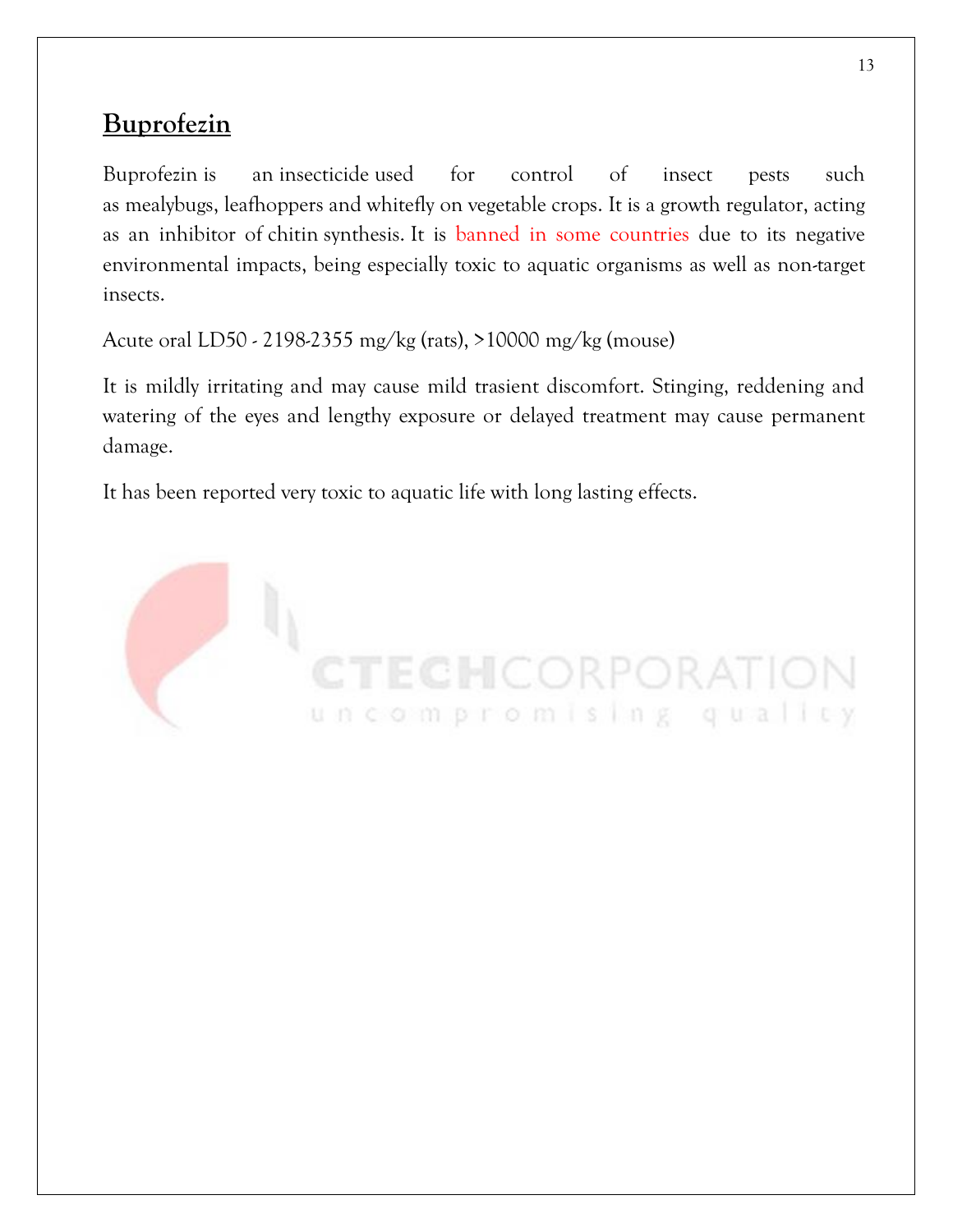## Buprofezin

Buprofezin is an insecticide used for control of insect pests such as mealybugs, leafhoppers and whitefly on vegetable crops. It is a growth regulator, acting as an inhibitor of chitin synthesis. It is banned in some countries due to its negative environmental impacts, being especially toxic to aquatic organisms as well as non-target insects.

Acute oral LD50 - 2198-2355 mg/kg (rats), >10000 mg/kg (mouse)

It is mildly irritating and may cause mild trasient discomfort. Stinging, reddening and watering of the eyes and lengthy exposure or delayed treatment may cause permanent damage.

It has been reported very toxic to aquatic life with long lasting effects.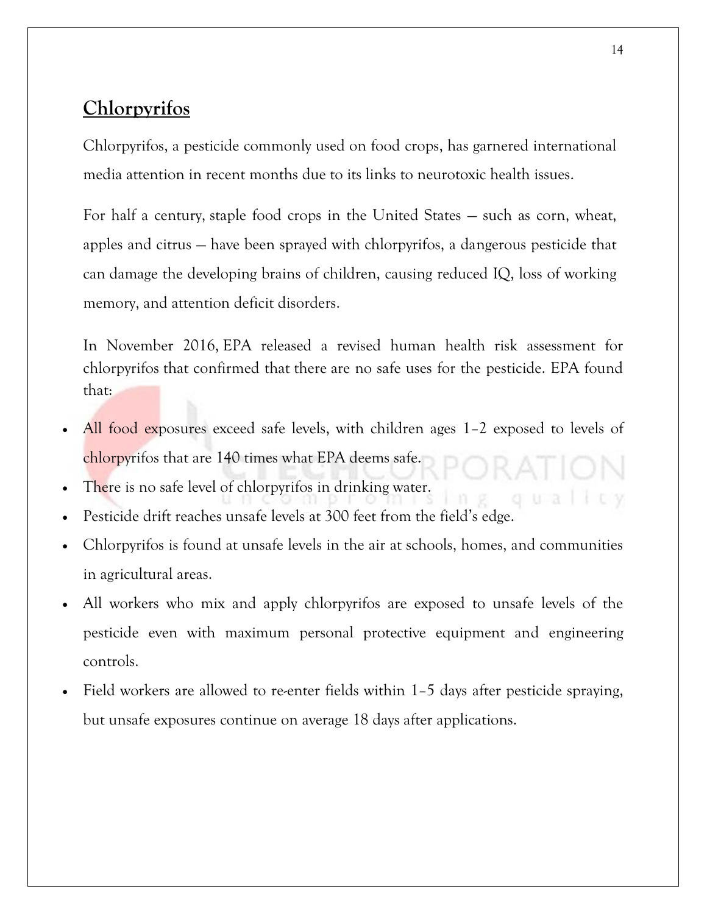## Chlorpyrifos

Chlorpyrifos, a pesticide commonly used on food crops, has garnered international media attention in recent months due to its links to neurotoxic health issues.

For half a century, staple food crops in the United States — such as corn, wheat, apples and citrus — have been sprayed with chlorpyrifos, a dangerous pesticide that can damage the developing brains of children, causing reduced IQ, loss of working memory, and attention deficit disorders.

In November 2016, EPA released a revised human health risk assessment for chlorpyrifos that confirmed that there are no safe uses for the pesticide. EPA found that:

- All food exposures exceed safe levels, with children ages 1–2 exposed to levels of chlorpyrifos that are 140 times what EPA deems safe.
- There is no safe level of chlorpyrifos in drinking water.
- Pesticide drift reaches unsafe levels at 300 feet from the field's edge.
- Chlorpyrifos is found at unsafe levels in the air at schools, homes, and communities in agricultural areas.
- All workers who mix and apply chlorpyrifos are exposed to unsafe levels of the pesticide even with maximum personal protective equipment and engineering controls.
- Field workers are allowed to re-enter fields within 1–5 days after pesticide spraying, but unsafe exposures continue on average 18 days after applications.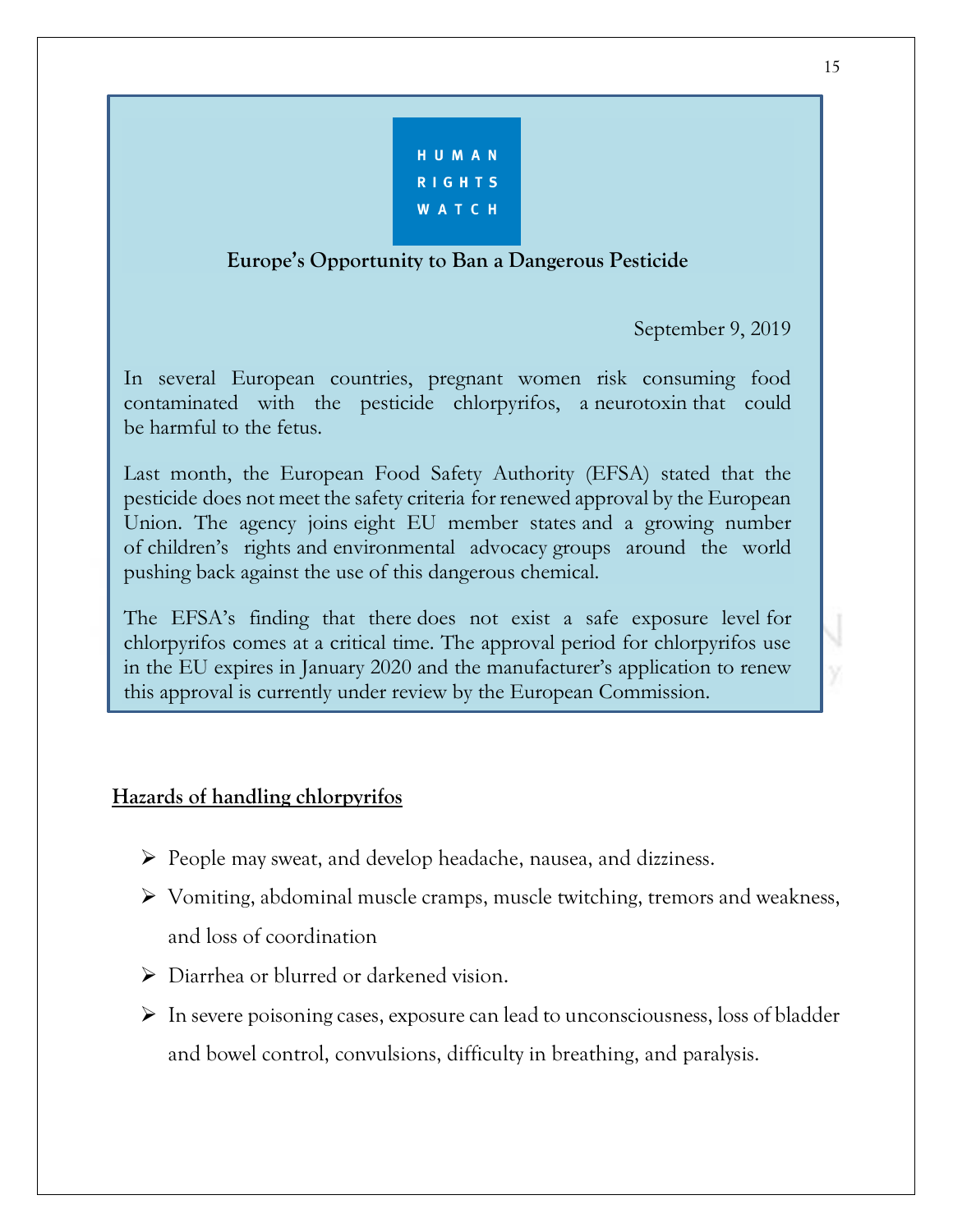HUMAN RIGHTS WATCH

**Europe's Opportunity to Ban a Dangerous Pesticide**

September 9, 2019

In several European countries, pregnant women risk consuming food contaminated with the pesticide chlorpyrifos, a neurotoxin that could be harmful to the fetus.

Last month, the European Food Safety Authority (EFSA) stated that the pesticide does not meet the safety criteria for renewed approval by the European Union. The agency joins eight EU member states and a growing number of children's rights and environmental advocacy groups around the world pushing back against the use of this dangerous chemical.

The EFSA's finding that there does not exist a safe exposure level for chlorpyrifos comes at a critical time. The approval period for chlorpyrifos use in the EU expires in January 2020 and the manufacturer's application to renew this approval is currently under review by the European Commission.

**<u>Hazards of handling chlorpyrifos</u>**

- People may sweat, and develop headache, nausea, and dizziness.
- Vomiting, abdominal muscle cramps, muscle twitching, tremors and weakness, and loss of coordination
- Diarrhea or blurred or darkened vision.
- In severe poisoning cases, exposure can lead to unconsciousness, loss of bladder and bowel control, convulsions, difficulty in breathing, and paralysis.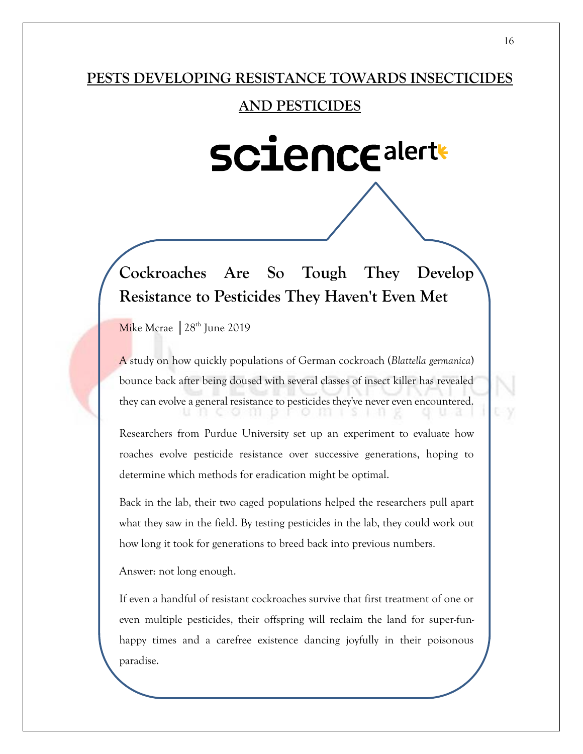# PESTS DEVELOPING RESISTANCE TOWARDS INSECTICIDES AND PESTICIDES

sciencealert

## Cockroaches Are So Tough They Develop Resistance to Pesticides They Haven't Even Met

Mike Mcrae │28th June 2019

A study on how quickly populations of German cockroach (*Blattella germanica*) bounce back after being doused with several classes of insect killer has revealed they can evolve a general resistance to pesticides they've never even encountered.

Researchers from Purdue University set up an experiment to evaluate how roaches evolve pesticide resistance over successive generations, hoping to determine which methods for eradication might be optimal.

Back in the lab, their two caged populations helped the researchers pull apart what they saw in the field. By testing pesticides in the lab, they could work out how long it took for generations to breed back into previous numbers.

Answer: not long enough.

If even a handful of resistant cockroaches survive that first treatment of one or even multiple pesticides, their offspring will reclaim the land for super-fun-happy times and a carefree existence dancing joyfully in their poisonous paradise.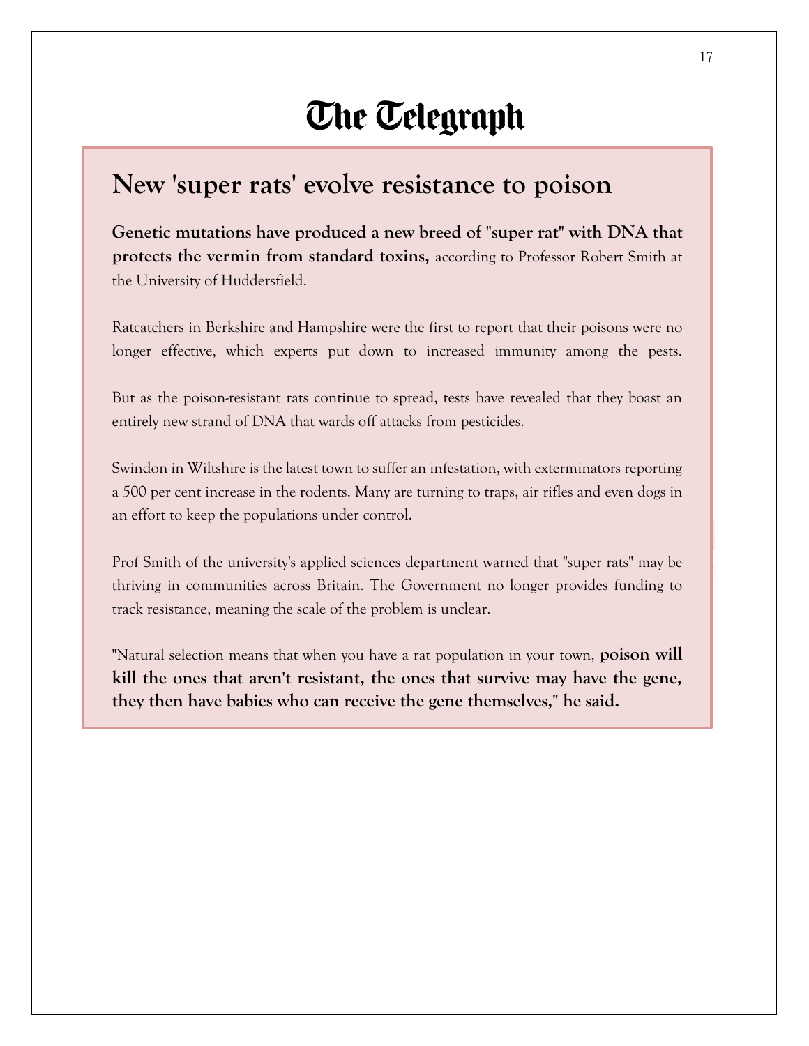# The Telegraph

## New 'super rats' evolve resistance to poison

**Genetic mutations have produced a new breed of "super rat" with DNA that protects the vermin from standard toxins,** according to Professor Robert Smith at the University of Huddersfield.

Ratcatchers in Berkshire and Hampshire were the first to report that their poisons were no longer effective, which experts put down to increased immunity among the pests.

But as the poison-resistant rats continue to spread, tests have revealed that they boast an entirely new strand of DNA that wards off attacks from pesticides.

Swindon in Wiltshire is the latest town to suffer an infestation, with exterminators reporting a 500 per cent increase in the rodents. Many are turning to traps, air rifles and even dogs in an effort to keep the populations under control.

Prof Smith of the university's applied sciences department warned that "super rats" may be thriving in communities across Britain. The Government no longer provides funding to track resistance, meaning the scale of the problem is unclear.

"Natural selection means that when you have a rat population in your town, **poison will kill the ones that aren't resistant, the ones that survive may have the gene, they then have babies who can receive the gene themselves," he said.**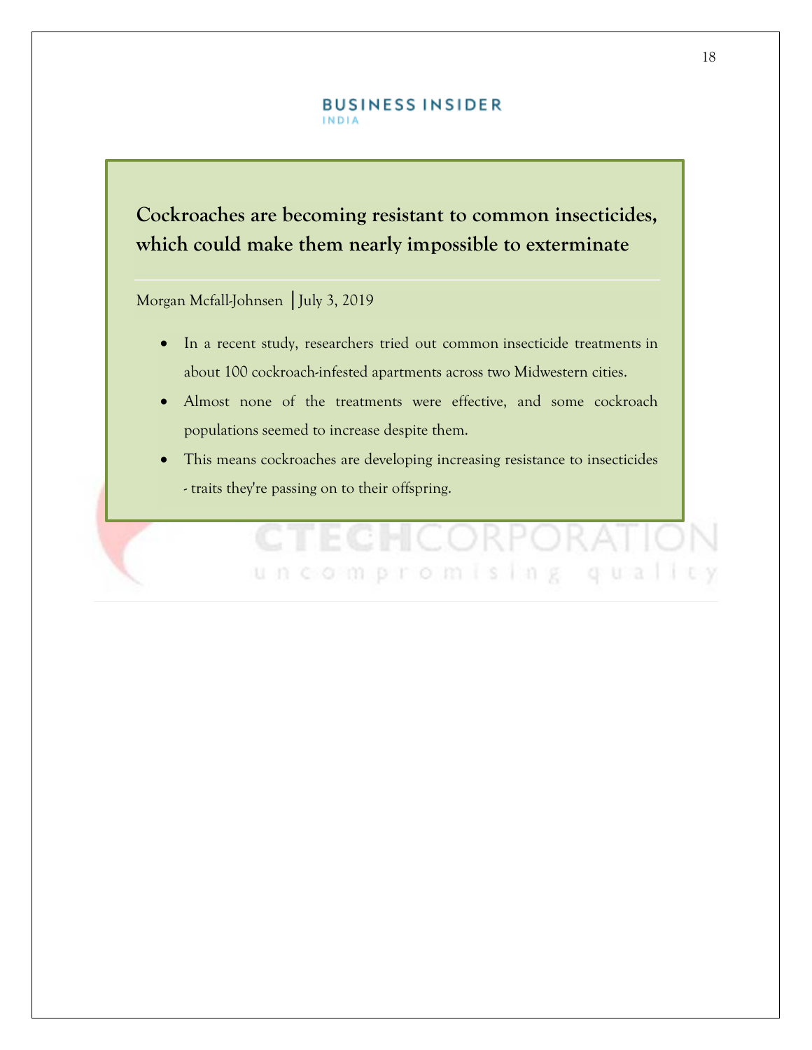BUSINESS INSIDER
INDIA

## Cockroaches are becoming resistant to common insecticides, which could make them nearly impossible to exterminate

Morgan Mcfall-Johnsen | July 3, 2019

- In a recent study, researchers tried out common insecticide treatments in about 100 cockroach-infested apartments across two Midwestern cities.
- Almost none of the treatments were effective, and some cockroach populations seemed to increase despite them.
- This means cockroaches are developing increasing resistance to insecticides - traits they're passing on to their offspring.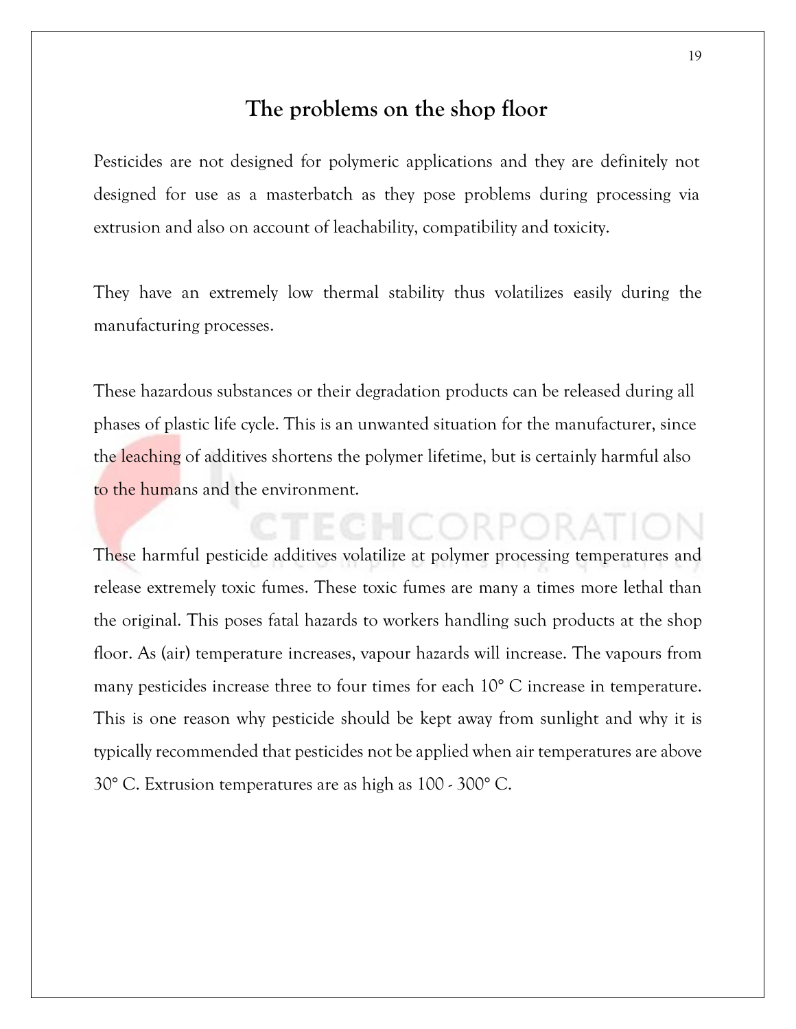## The problems on the shop floor

Pesticides are not designed for polymeric applications and they are definitely not designed for use as a masterbatch as they pose problems during processing via extrusion and also on account of leachability, compatibility and toxicity.

They have an extremely low thermal stability thus volatilizes easily during the manufacturing processes.

These hazardous substances or their degradation products can be released during all phases of plastic life cycle. This is an unwanted situation for the manufacturer, since the leaching of additives shortens the polymer lifetime, but is certainly harmful also to the humans and the environment.

These harmful pesticide additives volatilize at polymer processing temperatures and release extremely toxic fumes. These toxic fumes are many a times more lethal than the original. This poses fatal hazards to workers handling such products at the shop floor. As (air) temperature increases, vapour hazards will increase. The vapours from many pesticides increase three to four times for each 10° C increase in temperature. This is one reason why pesticide should be kept away from sunlight and why it is typically recommended that pesticides not be applied when air temperatures are above 30° C. Extrusion temperatures are as high as 100 - 300° C.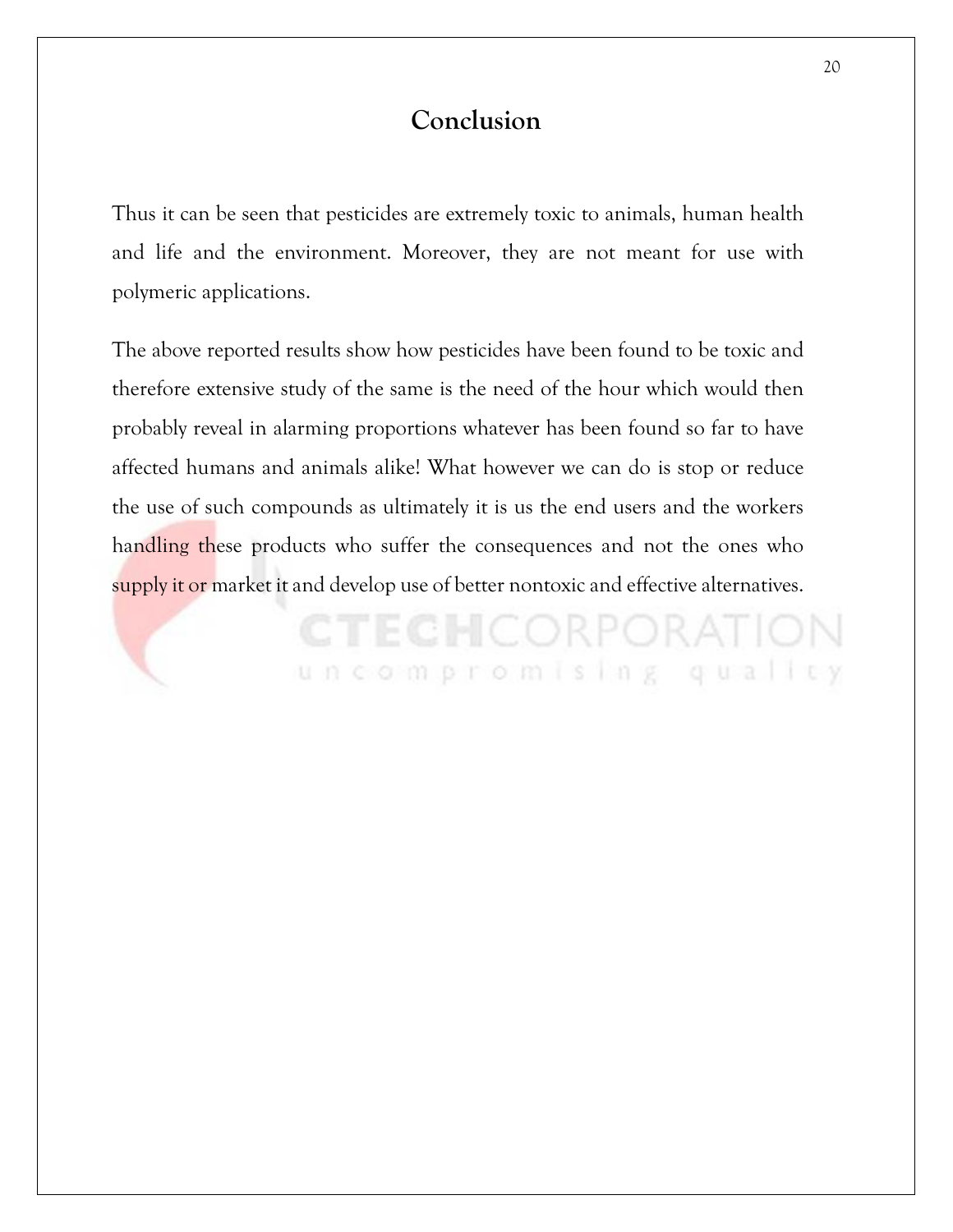# Conclusion

Thus it can be seen that pesticides are extremely toxic to animals, human health and life and the environment. Moreover, they are not meant for use with polymeric applications.

The above reported results show how pesticides have been found to be toxic and therefore extensive study of the same is the need of the hour which would then probably reveal in alarming proportions whatever has been found so far to have affected humans and animals alike! What however we can do is stop or reduce the use of such compounds as ultimately it is us the end users and the workers handling these products who suffer the consequences and not the ones who supply it or market it and develop use of better nontoxic and effective alternatives.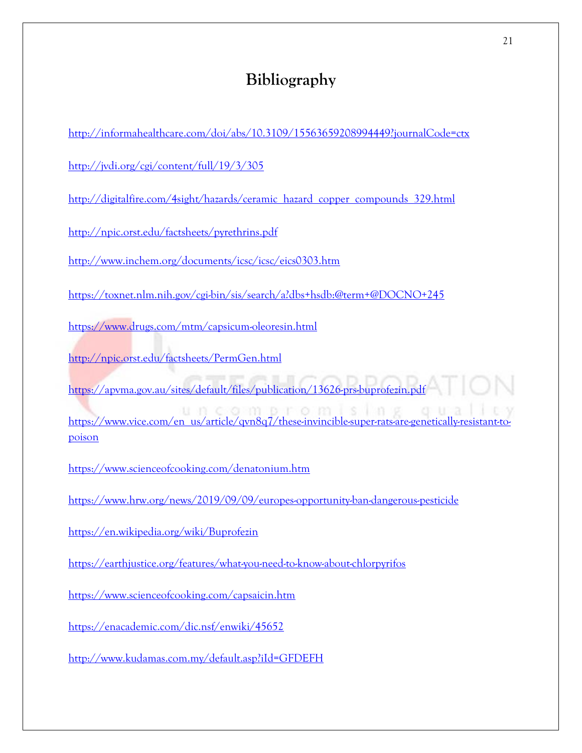# Bibliography

http://informahealthcare.com/doi/abs/10.3109/15563659208994449?journalCode=ctx

http://jvdi.org/cgi/content/full/19/3/305

http://digitalfire.com/4sight/hazards/ceramic_hazard_copper_compounds_329.html

http://npic.orst.edu/factsheets/pyrethrins.pdf

http://www.inchem.org/documents/icsc/icsc/eics0303.htm

https://toxnet.nlm.nih.gov/cgi-bin/sis/search/a?dbs+hsdb:@term+@DOCNO+245

https://www.drugs.com/mtm/capsicum-oleoresin.html

http://npic.orst.edu/factsheets/PermGen.html

https://apvma.gov.au/sites/default/files/publication/13626-prs-buprofezin.pdf

https://www.vice.com/en_us/article/qvn8q7/these-invincible-super-rats-are-genetically-resistant-to-poison

https://www.scienceofcooking.com/denatonium.htm

https://www.hrw.org/news/2019/09/09/europes-opportunity-ban-dangerous-pesticide

https://en.wikipedia.org/wiki/Buprofezin

https://earthjustice.org/features/what-you-need-to-know-about-chlorpyrifos

https://www.scienceofcooking.com/capsaicin.htm

https://enacademic.com/dic.nsf/enwiki/45652

http://www.kudamas.com.my/default.asp?iId=GFDEFH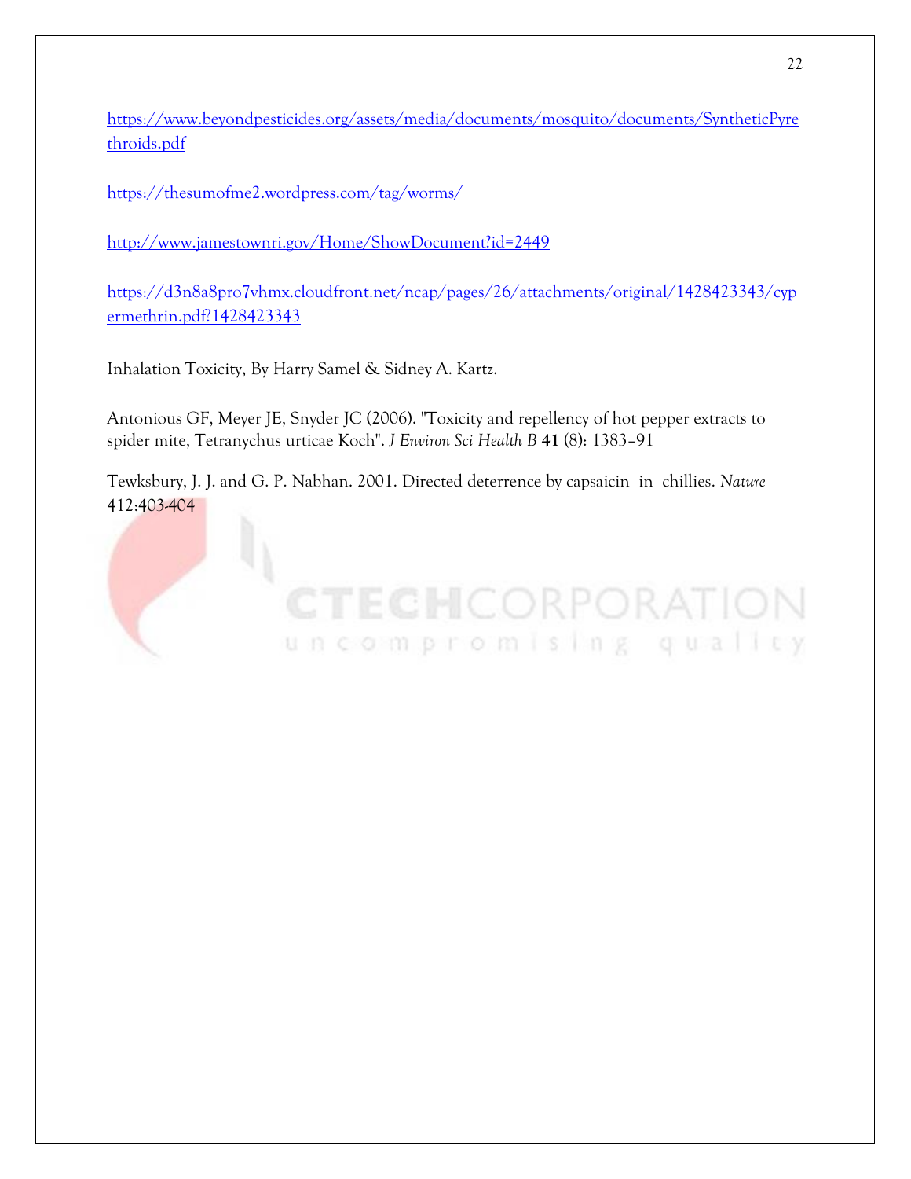https://www.beyondpesticides.org/assets/media/documents/mosquito/documents/SyntheticPyrethroids.pdf

https://thesumofme2.wordpress.com/tag/worms/

http://www.jamestownri.gov/Home/ShowDocument?id=2449

https://d3n8a8pro7vhmx.cloudfront.net/ncap/pages/26/attachments/original/1428423343/cypermethrin.pdf?1428423343

Inhalation Toxicity, By Harry Samel & Sidney A. Kartz.

Antonious GF, Meyer JE, Snyder JC (2006). "Toxicity and repellency of hot pepper extracts to spider mite, Tetranychus urticae Koch". *J Environ Sci Health B* **41** (8): 1383–91

Tewksbury, J. J. and G. P. Nabhan. 2001. Directed deterrence by capsaicin in chillies. *Nature* 412:403-404